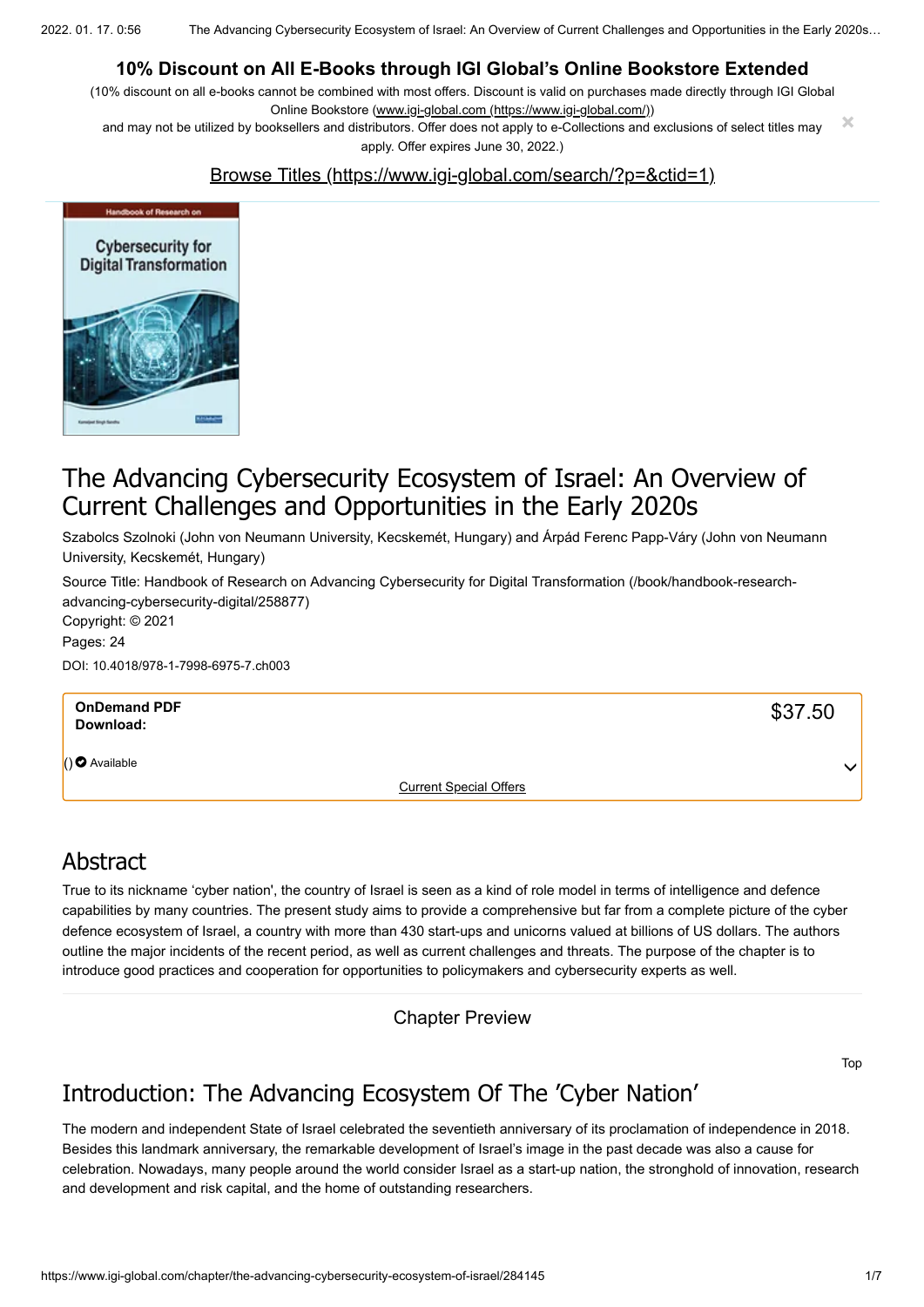# 10% Discount on All E-Books through IGI Global's Online Bookstore Extended

(10% discount on all e-books cannot be combined with most offers. Discount is valid on purchases made directly through IGI Global Online Bookstore (www.igi-global.com (https://www.igi-global.com/)) and may not be utilized by booksellers and distributors. Offer does not apply to e-Collections and exclusions of select titles may apply. Offer expires June 30, 2022.)

Browse Titles (https://www.igi-global.com/search/?p=&ctid=1)

# The Advancing Cybersecurity Ecosystem of Israel: An Overview of Current Challenges and Opportunities in the Early 2020s

Szabolcs Szolnoki (John von Neumann University, Kecskemét, Hungary) and Árpád Ferenc Papp-Váry (John von Neumann University, Kecskemét, Hungary)

Source Title: Handbook of Research on Advancing Cybersecurity for Digital Transformation (/book/handbook-research-advancing-cybersecurity-digital/258877)

Copyright: © 2021

Pages: 24

DOI: 10.4018/978-1-7998-6975-7.ch003

**OnDemand PDF Download:** $37.50

() Available

Current Special Offers

## Abstract

True to its nickname 'cyber nation', the country of Israel is seen as a kind of role model in terms of intelligence and defence capabilities by many countries. The present study aims to provide a comprehensive but far from a complete picture of the cyber defence ecosystem of Israel, a country with more than 430 start-ups and unicorns valued at billions of US dollars. The authors outline the major incidents of the recent period, as well as current challenges and threats. The purpose of the chapter is to introduce good practices and cooperation for opportunities to policymakers and cybersecurity experts as well.

Chapter Preview

Top

## Introduction: The Advancing Ecosystem Of The 'Cyber Nation'

The modern and independent State of Israel celebrated the seventieth anniversary of its proclamation of independence in 2018. Besides this landmark anniversary, the remarkable development of Israel's image in the past decade was also a cause for celebration. Nowadays, many people around the world consider Israel as a start-up nation, the stronghold of innovation, research and development and risk capital, and the home of outstanding researchers.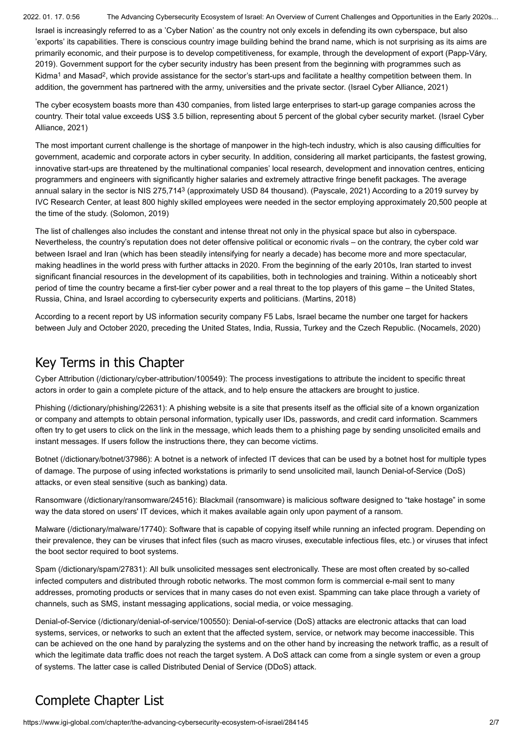Israel is increasingly referred to as a 'Cyber Nation' as the country not only excels in defending its own cyberspace, but also 'exports' its capabilities. There is conscious country image building behind the brand name, which is not surprising as its aims are primarily economic, and their purpose is to develop competitiveness, for example, through the development of export (Papp-Váry, 2019). Government support for the cyber security industry has been present from the beginning with programmes such as Kidma[1] and Masad[2], which provide assistance for the sector's start-ups and facilitate a healthy competition between them. In addition, the government has partnered with the army, universities and the private sector. (Israel Cyber Alliance, 2021)

The cyber ecosystem boasts more than 430 companies, from listed large enterprises to start-up garage companies across the country. Their total value exceeds US$ 3.5 billion, representing about 5 percent of the global cyber security market. (Israel Cyber Alliance, 2021)

The most important current challenge is the shortage of manpower in the high-tech industry, which is also causing difficulties for government, academic and corporate actors in cyber security. In addition, considering all market participants, the fastest growing, innovative start-ups are threatened by the multinational companies' local research, development and innovation centres, enticing programmers and engineers with significantly higher salaries and extremely attractive fringe benefit packages. The average annual salary in the sector is NIS 275,714[3] (approximately USD 84 thousand). (Payscale, 2021) According to a 2019 survey by IVC Research Center, at least 800 highly skilled employees were needed in the sector employing approximately 20,500 people at the time of the study. (Solomon, 2019)

The list of challenges also includes the constant and intense threat not only in the physical space but also in cyberspace. Nevertheless, the country's reputation does not deter offensive political or economic rivals – on the contrary, the cyber cold war between Israel and Iran (which has been steadily intensifying for nearly a decade) has become more and more spectacular, making headlines in the world press with further attacks in 2020. From the beginning of the early 2010s, Iran started to invest significant financial resources in the development of its capabilities, both in technologies and training. Within a noticeably short period of time the country became a first-tier cyber power and a real threat to the top players of this game – the United States, Russia, China, and Israel according to cybersecurity experts and politicians. (Martins, 2018)

According to a recent report by US information security company F5 Labs, Israel became the number one target for hackers between July and October 2020, preceding the United States, India, Russia, Turkey and the Czech Republic. (Nocamels, 2020)

## Key Terms in this Chapter

Cyber Attribution (/dictionary/cyber-attribution/100549): The process investigations to attribute the incident to specific threat actors in order to gain a complete picture of the attack, and to help ensure the attackers are brought to justice.

Phishing (/dictionary/phishing/22631): A phishing website is a site that presents itself as the official site of a known organization or company and attempts to obtain personal information, typically user IDs, passwords, and credit card information. Scammers often try to get users to click on the link in the message, which leads them to a phishing page by sending unsolicited emails and instant messages. If users follow the instructions there, they can become victims.

Botnet (/dictionary/botnet/37986): A botnet is a network of infected IT devices that can be used by a botnet host for multiple types of damage. The purpose of using infected workstations is primarily to send unsolicited mail, launch Denial-of-Service (DoS) attacks, or even steal sensitive (such as banking) data.

Ransomware (/dictionary/ransomware/24516): Blackmail (ransomware) is malicious software designed to "take hostage" in some way the data stored on users' IT devices, which it makes available again only upon payment of a ransom.

Malware (/dictionary/malware/17740): Software that is capable of copying itself while running an infected program. Depending on their prevalence, they can be viruses that infect files (such as macro viruses, executable infectious files, etc.) or viruses that infect the boot sector required to boot systems.

Spam (/dictionary/spam/27831): All bulk unsolicited messages sent electronically. These are most often created by so-called infected computers and distributed through robotic networks. The most common form is commercial e-mail sent to many addresses, promoting products or services that in many cases do not even exist. Spamming can take place through a variety of channels, such as SMS, instant messaging applications, social media, or voice messaging.

Denial-of-Service (/dictionary/denial-of-service/100550): Denial-of-service (DoS) attacks are electronic attacks that can load systems, services, or networks to such an extent that the affected system, service, or network may become inaccessible. This can be achieved on the one hand by paralyzing the systems and on the other hand by increasing the network traffic, as a result of which the legitimate data traffic does not reach the target system. A DoS attack can come from a single system or even a group of systems. The latter case is called Distributed Denial of Service (DDoS) attack.

## Complete Chapter List